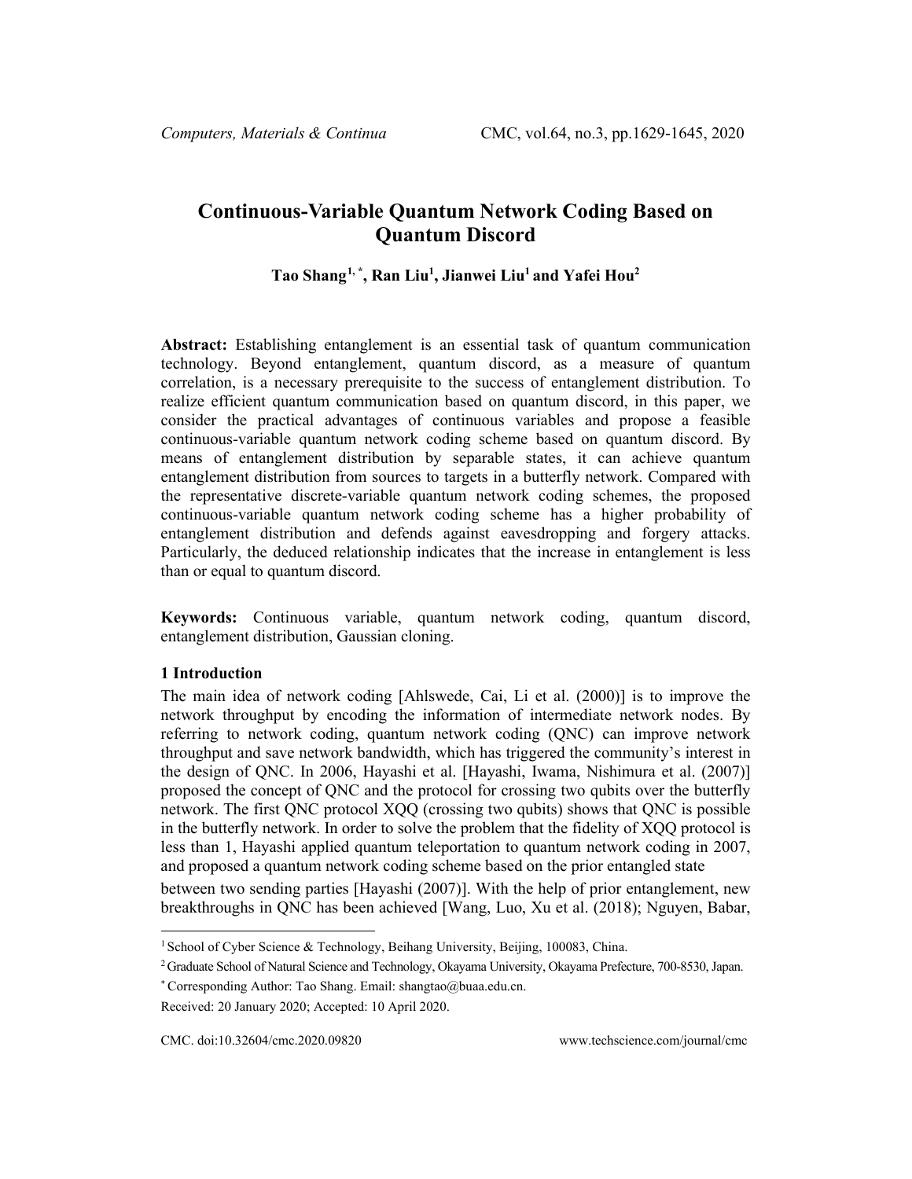# Continuous-Variable Quantum Network Coding Based on Quantum Discord

**Tao Shang[1,*], Ran Liu[1], Jianwei Liu[1] and Yafei Hou[2]**

**Abstract:** Establishing entanglement is an essential task of quantum communication technology. Beyond entanglement, quantum discord, as a measure of quantum correlation, is a necessary prerequisite to the success of entanglement distribution. To realize efficient quantum communication based on quantum discord, in this paper, we consider the practical advantages of continuous variables and propose a feasible continuous-variable quantum network coding scheme based on quantum discord. By means of entanglement distribution by separable states, it can achieve quantum entanglement distribution from sources to targets in a butterfly network. Compared with the representative discrete-variable quantum network coding schemes, the proposed continuous-variable quantum network coding scheme has a higher probability of entanglement distribution and defends against eavesdropping and forgery attacks. Particularly, the deduced relationship indicates that the increase in entanglement is less than or equal to quantum discord.

**Keywords:** Continuous variable, quantum network coding, quantum discord, entanglement distribution, Gaussian cloning.

## 1 Introduction

The main idea of network coding [Ahlswede, Cai, Li et al. (2000)] is to improve the network throughput by encoding the information of intermediate network nodes. By referring to network coding, quantum network coding (QNC) can improve network throughput and save network bandwidth, which has triggered the community's interest in the design of QNC. In 2006, Hayashi et al. [Hayashi, Iwama, Nishimura et al. (2007)] proposed the concept of QNC and the protocol for crossing two qubits over the butterfly network. The first QNC protocol XQQ (crossing two qubits) shows that QNC is possible in the butterfly network. In order to solve the problem that the fidelity of XQQ protocol is less than 1, Hayashi applied quantum teleportation to quantum network coding in 2007, and proposed a quantum network coding scheme based on the prior entangled state between two sending parties [Hayashi (2007)]. With the help of prior entanglement, new breakthroughs in QNC has been achieved [Wang, Luo, Xu et al. (2018); Nguyen, Babar,

[1] School of Cyber Science & Technology, Beihang University, Beijing, 100083, China.

[2] Graduate School of Natural Science and Technology, Okayama University, Okayama Prefecture, 700-8530, Japan.

[*] Corresponding Author: Tao Shang. Email: shangtao@buaa.edu.cn.

Received: 20 January 2020; Accepted: 10 April 2020.

CMC. doi:10.32604/cmc.2020.09820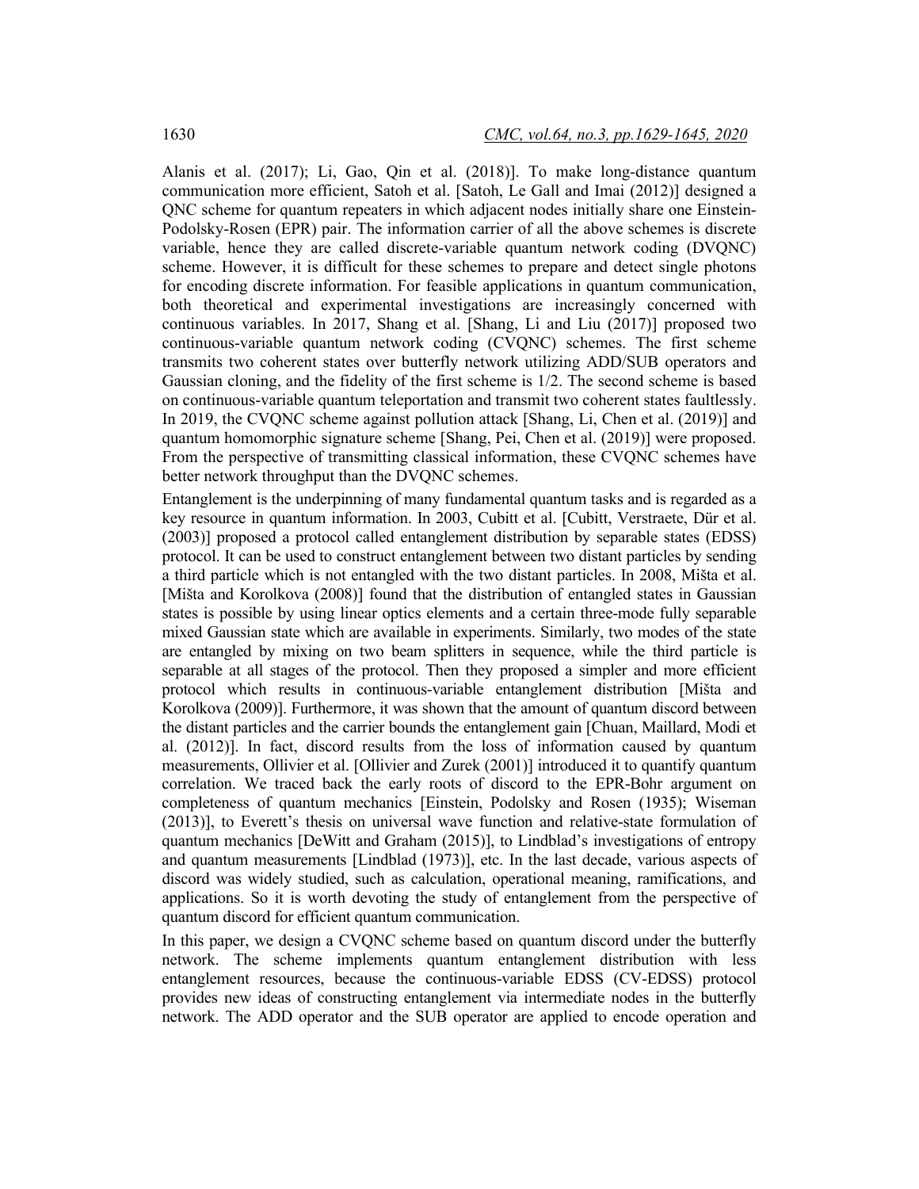Alanis et al. (2017); Li, Gao, Qin et al. (2018)]. To make long-distance quantum communication more efficient, Satoh et al. [Satoh, Le Gall and Imai (2012)] designed a QNC scheme for quantum repeaters in which adjacent nodes initially share one Einstein-Podolsky-Rosen (EPR) pair. The information carrier of all the above schemes is discrete variable, hence they are called discrete-variable quantum network coding (DVQNC) scheme. However, it is difficult for these schemes to prepare and detect single photons for encoding discrete information. For feasible applications in quantum communication, both theoretical and experimental investigations are increasingly concerned with continuous variables. In 2017, Shang et al. [Shang, Li and Liu (2017)] proposed two continuous-variable quantum network coding (CVQNC) schemes. The first scheme transmits two coherent states over butterfly network utilizing ADD/SUB operators and Gaussian cloning, and the fidelity of the first scheme is 1/2. The second scheme is based on continuous-variable quantum teleportation and transmit two coherent states faultlessly. In 2019, the CVQNC scheme against pollution attack [Shang, Li, Chen et al. (2019)] and quantum homomorphic signature scheme [Shang, Pei, Chen et al. (2019)] were proposed. From the perspective of transmitting classical information, these CVQNC schemes have better network throughput than the DVQNC schemes.

Entanglement is the underpinning of many fundamental quantum tasks and is regarded as a key resource in quantum information. In 2003, Cubitt et al. [Cubitt, Verstraete, Dür et al. (2003)] proposed a protocol called entanglement distribution by separable states (EDSS) protocol. It can be used to construct entanglement between two distant particles by sending a third particle which is not entangled with the two distant particles. In 2008, Mišta et al. [Mišta and Korolkova (2008)] found that the distribution of entangled states in Gaussian states is possible by using linear optics elements and a certain three-mode fully separable mixed Gaussian state which are available in experiments. Similarly, two modes of the state are entangled by mixing on two beam splitters in sequence, while the third particle is separable at all stages of the protocol. Then they proposed a simpler and more efficient protocol which results in continuous-variable entanglement distribution [Mišta and Korolkova (2009)]. Furthermore, it was shown that the amount of quantum discord between the distant particles and the carrier bounds the entanglement gain [Chuan, Maillard, Modi et al. (2012)]. In fact, discord results from the loss of information caused by quantum measurements, Ollivier et al. [Ollivier and Zurek (2001)] introduced it to quantify quantum correlation. We traced back the early roots of discord to the EPR-Bohr argument on completeness of quantum mechanics [Einstein, Podolsky and Rosen (1935); Wiseman (2013)], to Everett's thesis on universal wave function and relative-state formulation of quantum mechanics [DeWitt and Graham (2015)], to Lindblad's investigations of entropy and quantum measurements [Lindblad (1973)], etc. In the last decade, various aspects of discord was widely studied, such as calculation, operational meaning, ramifications, and applications. So it is worth devoting the study of entanglement from the perspective of quantum discord for efficient quantum communication.

In this paper, we design a CVQNC scheme based on quantum discord under the butterfly network. The scheme implements quantum entanglement distribution with less entanglement resources, because the continuous-variable EDSS (CV-EDSS) protocol provides new ideas of constructing entanglement via intermediate nodes in the butterfly network. The ADD operator and the SUB operator are applied to encode operation and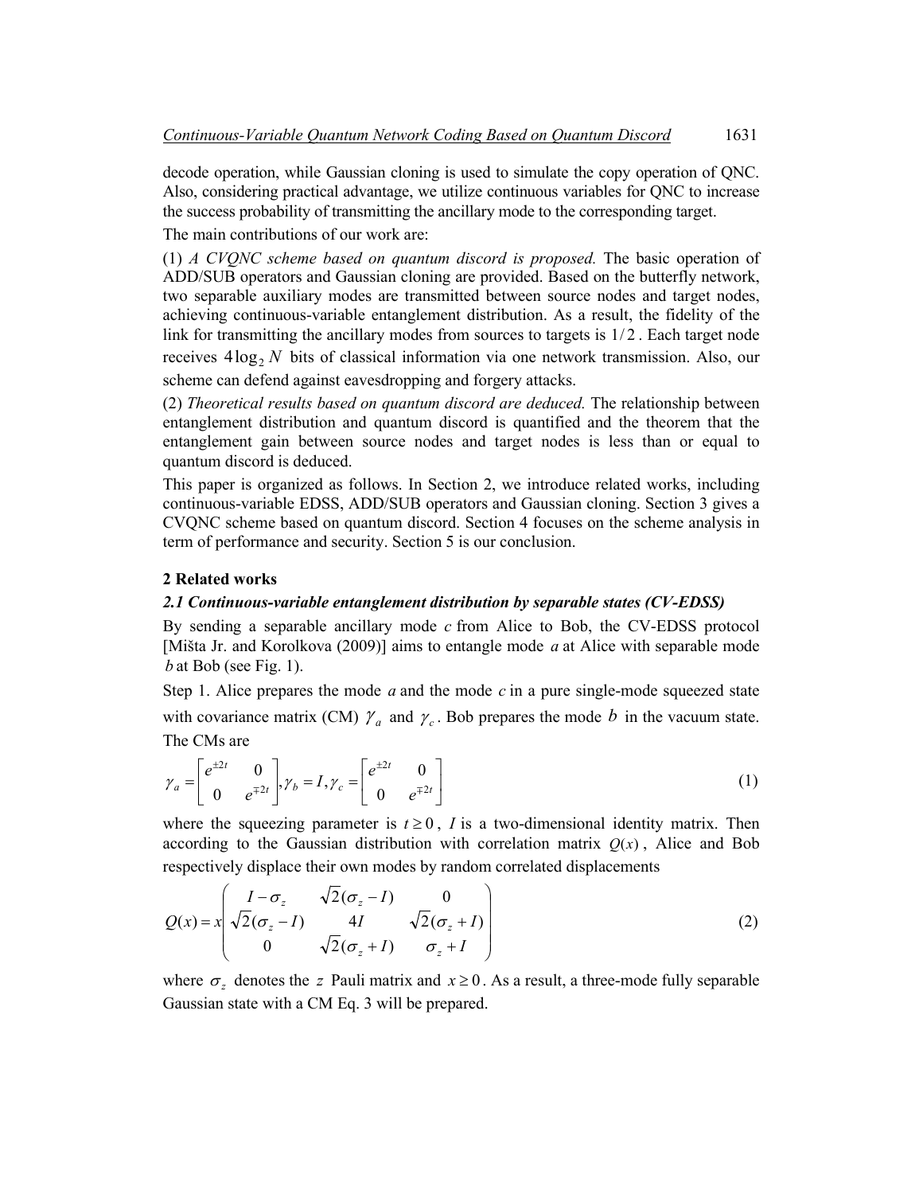decode operation, while Gaussian cloning is used to simulate the copy operation of QNC. Also, considering practical advantage, we utilize continuous variables for QNC to increase the success probability of transmitting the ancillary mode to the corresponding target.

The main contributions of our work are:

(1) *A CVQNC scheme based on quantum discord is proposed.* The basic operation of ADD/SUB operators and Gaussian cloning are provided. Based on the butterfly network, two separable auxiliary modes are transmitted between source nodes and target nodes, achieving continuous-variable entanglement distribution. As a result, the fidelity of the link for transmitting the ancillary modes from sources to targets is $1/2$. Each target node receives $4\log_2 N$ bits of classical information via one network transmission. Also, our scheme can defend against eavesdropping and forgery attacks.

(2) *Theoretical results based on quantum discord are deduced.* The relationship between entanglement distribution and quantum discord is quantified and the theorem that the entanglement gain between source nodes and target nodes is less than or equal to quantum discord is deduced.

This paper is organized as follows. In Section 2, we introduce related works, including continuous-variable EDSS, ADD/SUB operators and Gaussian cloning. Section 3 gives a CVQNC scheme based on quantum discord. Section 4 focuses on the scheme analysis in term of performance and security. Section 5 is our conclusion.

## 2 Related works

### *2.1 Continuous-variable entanglement distribution by separable states (CV-EDSS)*

By sending a separable ancillary mode $c$ from Alice to Bob, the CV-EDSS protocol [Mišta Jr. and Korolkova (2009)] aims to entangle mode $a$ at Alice with separable mode $b$ at Bob (see Fig. 1).

Step 1. Alice prepares the mode $a$ and the mode $c$ in a pure single-mode squeezed state with covariance matrix (CM) $\gamma_a$ and $\gamma_c$. Bob prepares the mode $b$ in the vacuum state. The CMs are

$$\gamma_a = \begin{bmatrix} e^{\pm 2t} & 0 \\ 0 & e^{\mp 2t} \end{bmatrix}, \gamma_b = I, \gamma_c = \begin{bmatrix} e^{\pm 2t} & 0 \\ 0 & e^{\mp 2t} \end{bmatrix} \tag{1}$$

where the squeezing parameter is $t \geq 0$, $I$ is a two-dimensional identity matrix. Then according to the Gaussian distribution with correlation matrix $Q(x)$, Alice and Bob respectively displace their own modes by random correlated displacements

$$Q(x) = x \begin{pmatrix} I - \sigma_z & \sqrt{2}(\sigma_z - I) & 0 \\ \sqrt{2}(\sigma_z - I) & 4I & \sqrt{2}(\sigma_z + I) \\ 0 & \sqrt{2}(\sigma_z + I) & \sigma_z + I \end{pmatrix} \tag{2}$$

where $\sigma_z$ denotes the $z$ Pauli matrix and $x \geq 0$. As a result, a three-mode fully separable Gaussian state with a CM Eq. 3 will be prepared.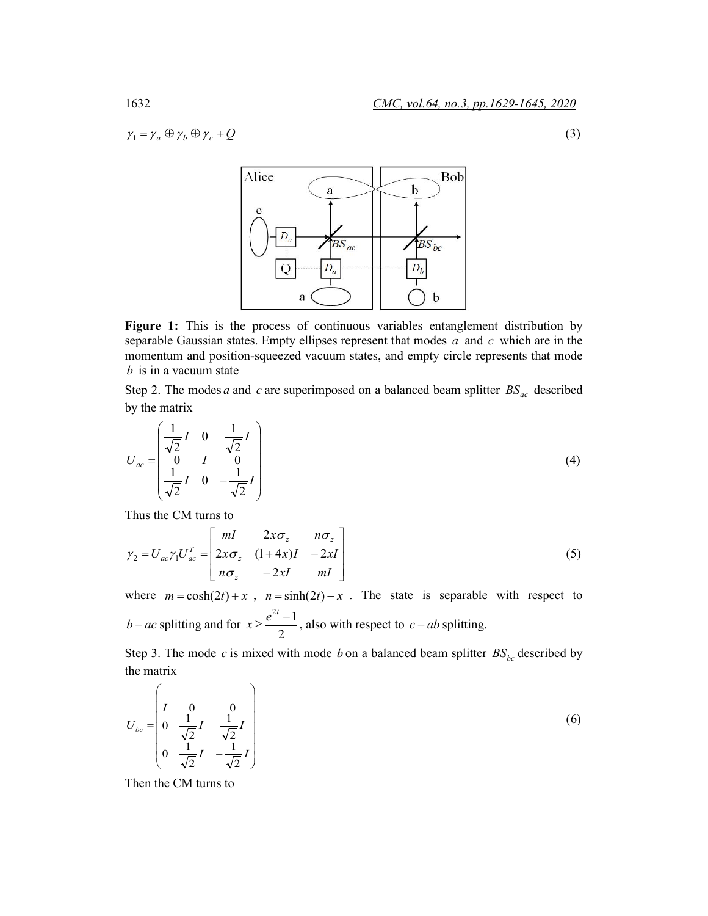$$\gamma_1 = \gamma_a \oplus \gamma_b \oplus \gamma_c + Q \tag{3}$$

**Figure 1:** This is the process of continuous variables entanglement distribution by separable Gaussian states. Empty ellipses represent that modes $a$ and $c$ which are in the momentum and position-squeezed vacuum states, and empty circle represents that mode $b$ is in a vacuum state

Step 2. The modes $a$ and $c$ are superimposed on a balanced beam splitter $BS_{ac}$ described by the matrix

$$U_{ac} = \begin{pmatrix} \frac{1}{\sqrt{2}}I & 0 & \frac{1}{\sqrt{2}}I \\ 0 & I & 0 \\ \frac{1}{\sqrt{2}}I & 0 & -\frac{1}{\sqrt{2}}I \end{pmatrix} \tag{4}$$

Thus the CM turns to

$$\gamma_2 = U_{ac}\gamma_1 U_{ac}^T = \begin{bmatrix} mI & 2x\sigma_z & n\sigma_z \\ 2x\sigma_z & (1+4x)I & -2xI \\ n\sigma_z & -2xI & mI \end{bmatrix} \tag{5}$$

where $m = \cosh(2t) + x$, $n = \sinh(2t) - x$. The state is separable with respect to $b - ac$ splitting and for $x \geq \frac{e^{2t}-1}{2}$, also with respect to $c - ab$ splitting.

Step 3. The mode $c$ is mixed with mode $b$ on a balanced beam splitter $BS_{bc}$ described by the matrix

$$U_{bc} = \begin{pmatrix} I & 0 & 0 \\ 0 & \frac{1}{\sqrt{2}}I & \frac{1}{\sqrt{2}}I \\ 0 & \frac{1}{\sqrt{2}}I & -\frac{1}{\sqrt{2}}I \end{pmatrix} \tag{6}$$

Then the CM turns to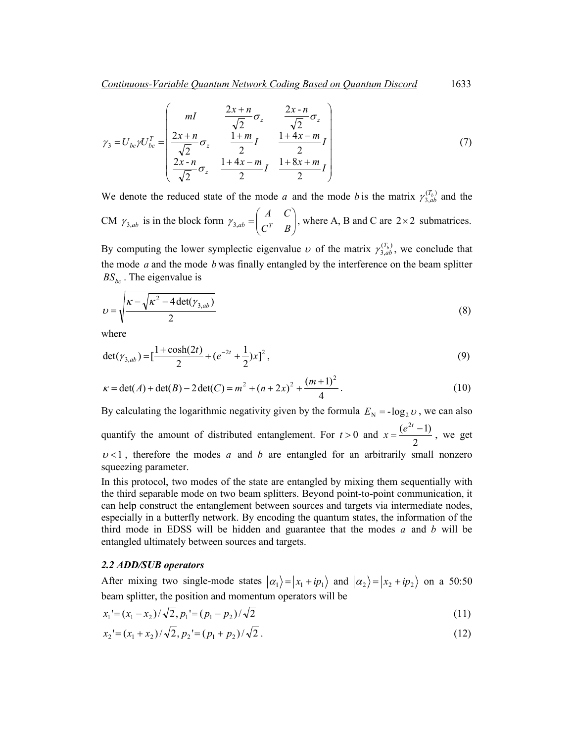$$\gamma_3 = U_{bc}\gamma U_{bc}^T = \begin{pmatrix} mI & \frac{2x+n}{\sqrt{2}}\sigma_z & \frac{2x-n}{\sqrt{2}}\sigma_z \\ \frac{2x+n}{\sqrt{2}}\sigma_z & \frac{1+m}{2}I & \frac{1+4x-m}{2}I \\ \frac{2x-n}{\sqrt{2}}\sigma_z & \frac{1+4x-m}{2}I & \frac{1+8x+m}{2}I \end{pmatrix} \tag{7}$$

We denote the reduced state of the mode $a$ and the mode $b$ is the matrix $\gamma_{3,ab}^{(T_b)}$ and the CM $\gamma_{3,ab}$ is in the block form $\gamma_{3,ab} = \begin{pmatrix} A & C \\ C^T & B \end{pmatrix}$, where A, B and C are $2\times 2$ submatrices. By computing the lower symplectic eigenvalue $\upsilon$ of the matrix $\gamma_{3,ab}^{(T_b)}$, we conclude that the mode $a$ and the mode $b$ was finally entangled by the interference on the beam splitter $BS_{bc}$. The eigenvalue is

$$\upsilon = \sqrt{\frac{\kappa - \sqrt{\kappa^2 - 4\det(\gamma_{3,ab})}}{2}} \tag{8}$$

where

$$\det(\gamma_{3,ab}) = [\frac{1+\cosh(2t)}{2} + (e^{-2t} + \frac{1}{2})x]^2, \tag{9}$$

$$\kappa = \det(A) + \det(B) - 2\det(C) = m^2 + (n+2x)^2 + \frac{(m+1)^2}{4}. \tag{10}$$

By calculating the logarithmic negativity given by the formula $E_{\mathrm{N}} = -\log_2 \upsilon$, we can also quantify the amount of distributed entanglement. For $t > 0$ and $x = \frac{(e^{2t}-1)}{2}$, we get $\upsilon < 1$, therefore the modes $a$ and $b$ are entangled for an arbitrarily small nonzero squeezing parameter.

In this protocol, two modes of the state are entangled by mixing them sequentially with the third separable mode on two beam splitters. Beyond point-to-point communication, it can help construct the entanglement between sources and targets via intermediate nodes, especially in a butterfly network. By encoding the quantum states, the information of the third mode in EDSS will be hidden and guarantee that the modes $a$ and $b$ will be entangled ultimately between sources and targets.

### 2.2 ADD/SUB operators

After mixing two single-mode states $|\alpha_1\rangle = |x_1 + ip_1\rangle$ and $|\alpha_2\rangle = |x_2 + ip_2\rangle$ on a 50:50 beam splitter, the position and momentum operators will be

$$x_1' = (x_1 - x_2)/\sqrt{2}, p_1' = (p_1 - p_2)/\sqrt{2} \tag{11}$$

$$x_2' = (x_1 + x_2)/\sqrt{2}, p_2' = (p_1 + p_2)/\sqrt{2}. \tag{12}$$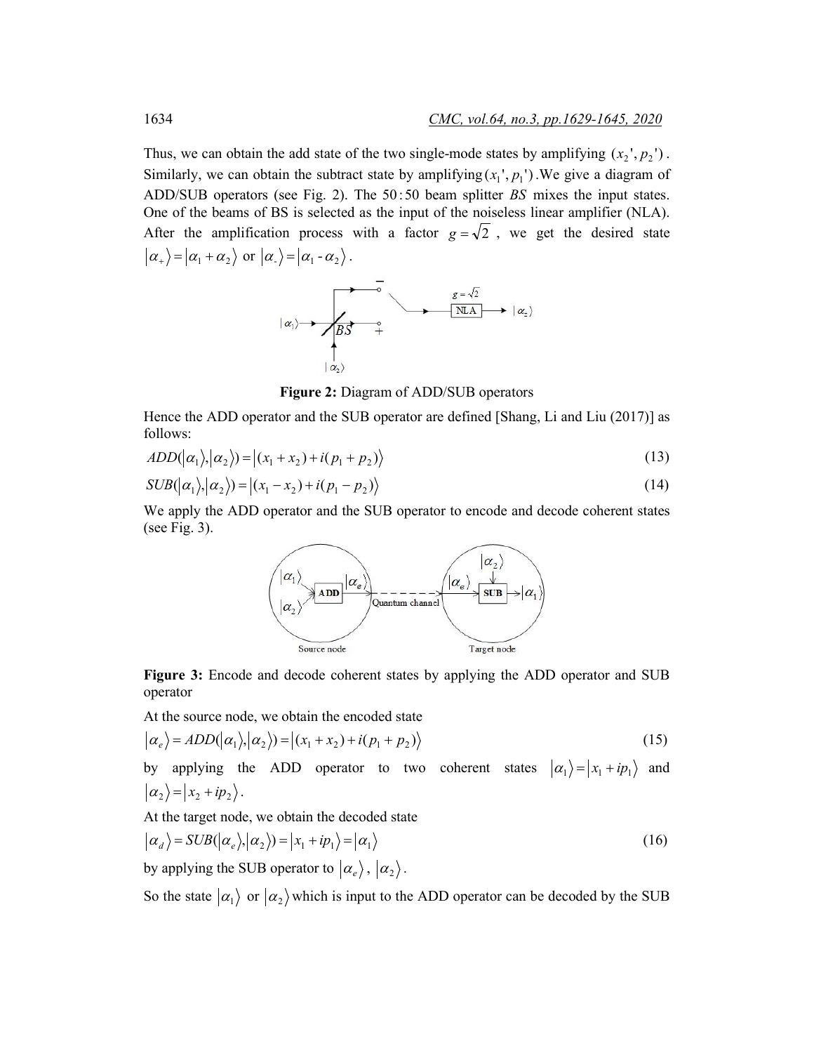Thus, we can obtain the add state of the two single-mode states by amplifying $(x_2', p_2')$. Similarly, we can obtain the subtract state by amplifying $(x_1', p_1')$. We give a diagram of ADD/SUB operators (see Fig. 2). The $50:50$ beam splitter $BS$ mixes the input states. One of the beams of BS is selected as the input of the noiseless linear amplifier (NLA). After the amplification process with a factor $g = \sqrt{2}$, we get the desired state $|\alpha_+\rangle = |\alpha_1 + \alpha_2\rangle$ or $|\alpha_-\rangle = |\alpha_1 - \alpha_2\rangle$.

**Figure 2:** Diagram of ADD/SUB operators

Hence the ADD operator and the SUB operator are defined [Shang, Li and Liu (2017)] as follows:

$$ADD(|\alpha_1\rangle, |\alpha_2\rangle) = |(x_1 + x_2) + i(p_1 + p_2)\rangle \tag{13}$$

$$SUB(|\alpha_1\rangle, |\alpha_2\rangle) = |(x_1 - x_2) + i(p_1 - p_2)\rangle \tag{14}$$

We apply the ADD operator and the SUB operator to encode and decode coherent states (see Fig. 3).

**Figure 3:** Encode and decode coherent states by applying the ADD operator and SUB operator

At the source node, we obtain the encoded state

$$|\alpha_e\rangle = ADD(|\alpha_1\rangle, |\alpha_2\rangle) = |(x_1 + x_2) + i(p_1 + p_2)\rangle \tag{15}$$

by applying the ADD operator to two coherent states $|\alpha_1\rangle = |x_1 + ip_1\rangle$ and $|\alpha_2\rangle = |x_2 + ip_2\rangle$.

At the target node, we obtain the decoded state

$$|\alpha_d\rangle = SUB(|\alpha_e\rangle, |\alpha_2\rangle) = |x_1 + ip_1\rangle = |\alpha_1\rangle \tag{16}$$

by applying the SUB operator to $|\alpha_e\rangle$, $|\alpha_2\rangle$.

So the state $|\alpha_1\rangle$ or $|\alpha_2\rangle$ which is input to the ADD operator can be decoded by the SUB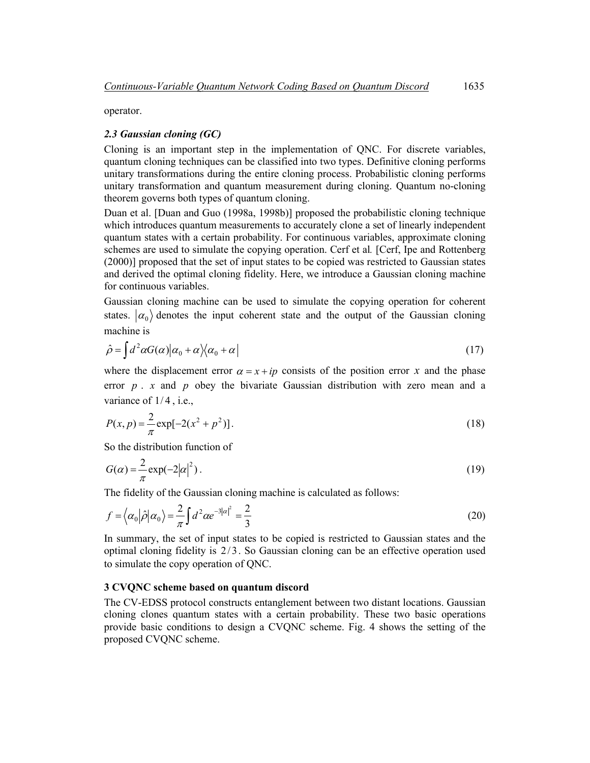operator.

### *2.3 Gaussian cloning (GC)*

Cloning is an important step in the implementation of QNC. For discrete variables, quantum cloning techniques can be classified into two types. Definitive cloning performs unitary transformations during the entire cloning process. Probabilistic cloning performs unitary transformation and quantum measurement during cloning. Quantum no-cloning theorem governs both types of quantum cloning.

Duan et al. [Duan and Guo (1998a, 1998b)] proposed the probabilistic cloning technique which introduces quantum measurements to accurately clone a set of linearly independent quantum states with a certain probability. For continuous variables, approximate cloning schemes are used to simulate the copying operation. Cerf et al. [Cerf, Ipe and Rottenberg (2000)] proposed that the set of input states to be copied was restricted to Gaussian states and derived the optimal cloning fidelity. Here, we introduce a Gaussian cloning machine for continuous variables.

Gaussian cloning machine can be used to simulate the copying operation for coherent states. $|\alpha_0\rangle$ denotes the input coherent state and the output of the Gaussian cloning machine is

$$\hat{\rho} = \int d^2\alpha G(\alpha) |\alpha_0 + \alpha\rangle\langle\alpha_0 + \alpha| \tag{17}$$

where the displacement error $\alpha = x + ip$ consists of the position error $x$ and the phase error $p$. $x$ and $p$ obey the bivariate Gaussian distribution with zero mean and a variance of $1/4$, i.e.,

$$P(x, p) = \frac{2}{\pi}\exp[-2(x^2 + p^2)]. \tag{18}$$

So the distribution function of

$$G(\alpha) = \frac{2}{\pi}\exp(-2|\alpha|^2). \tag{19}$$

The fidelity of the Gaussian cloning machine is calculated as follows:

$$f = \langle\alpha_0|\hat{\rho}|\alpha_0\rangle = \frac{2}{\pi}\int d^2\alpha e^{-3|\alpha|^2} = \frac{2}{3} \tag{20}$$

In summary, the set of input states to be copied is restricted to Gaussian states and the optimal cloning fidelity is $2/3$. So Gaussian cloning can be an effective operation used to simulate the copy operation of QNC.

## 3 CVQNC scheme based on quantum discord

The CV-EDSS protocol constructs entanglement between two distant locations. Gaussian cloning clones quantum states with a certain probability. These two basic operations provide basic conditions to design a CVQNC scheme. Fig. 4 shows the setting of the proposed CVQNC scheme.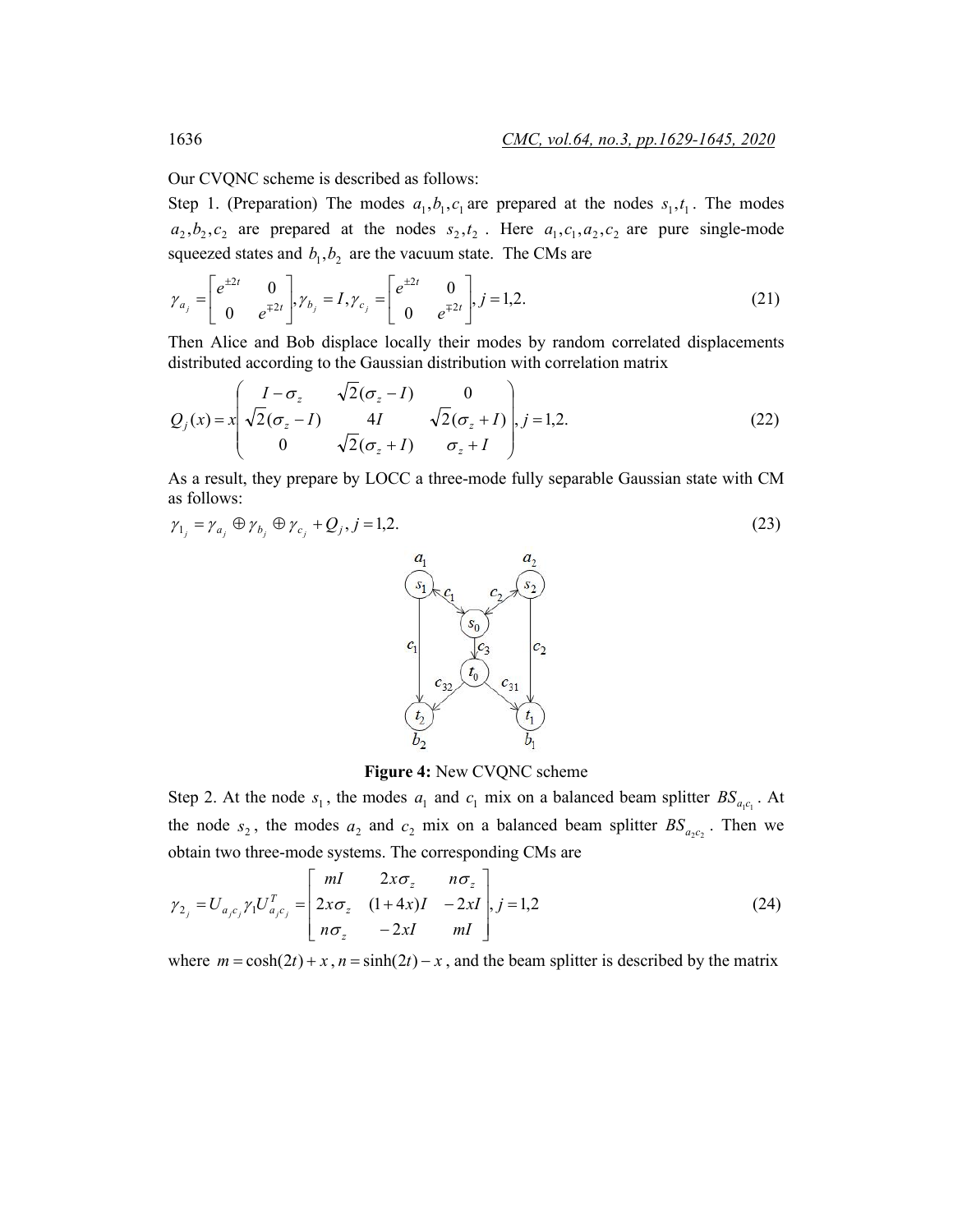Our CVQNC scheme is described as follows:

Step 1. (Preparation) The modes $a_1, b_1, c_1$ are prepared at the nodes $s_1, t_1$. The modes $a_2, b_2, c_2$ are prepared at the nodes $s_2, t_2$. Here $a_1, c_1, a_2, c_2$ are pure single-mode squeezed states and $b_1, b_2$ are the vacuum state. The CMs are

$$\gamma_{a_j} = \begin{bmatrix} e^{\pm 2t} & 0 \\ 0 & e^{\mp 2t} \end{bmatrix}, \gamma_{b_j} = I, \gamma_{c_j} = \begin{bmatrix} e^{\pm 2t} & 0 \\ 0 & e^{\mp 2t} \end{bmatrix}, j = 1,2. \tag{21}$$

Then Alice and Bob displace locally their modes by random correlated displacements distributed according to the Gaussian distribution with correlation matrix

$$Q_j(x) = x \begin{pmatrix} I - \sigma_z & \sqrt{2}(\sigma_z - I) & 0 \\ \sqrt{2}(\sigma_z - I) & 4I & \sqrt{2}(\sigma_z + I) \\ 0 & \sqrt{2}(\sigma_z + I) & \sigma_z + I \end{pmatrix}, j = 1,2. \tag{22}$$

As a result, they prepare by LOCC a three-mode fully separable Gaussian state with CM as follows:

$$\gamma_{1_j} = \gamma_{a_j} \oplus \gamma_{b_j} \oplus \gamma_{c_j} + Q_j, j = 1,2. \tag{23}$$

**Figure 4:** New CVQNC scheme

Step 2. At the node $s_1$, the modes $a_1$ and $c_1$ mix on a balanced beam splitter $BS_{a_1c_1}$. At the node $s_2$, the modes $a_2$ and $c_2$ mix on a balanced beam splitter $BS_{a_2c_2}$. Then we obtain two three-mode systems. The corresponding CMs are

$$\gamma_{2_j} = U_{a_jc_j} \gamma_1 U_{a_jc_j}^T = \begin{bmatrix} mI & 2x\sigma_z & n\sigma_z \\ 2x\sigma_z & (1+4x)I & -2xI \\ n\sigma_z & -2xI & mI \end{bmatrix}, j = 1,2 \tag{24}$$

where $m = \cosh(2t) + x$, $n = \sinh(2t) - x$, and the beam splitter is described by the matrix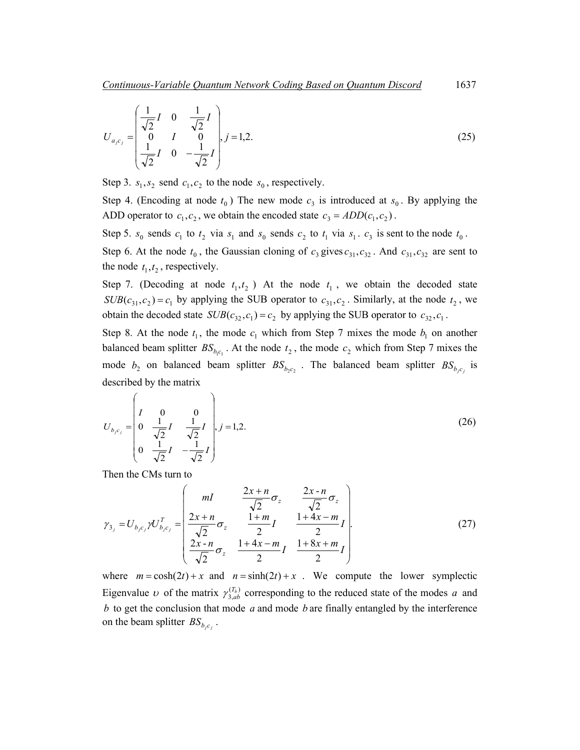$$
U_{a_j c_j} = \begin{pmatrix} \frac{1}{\sqrt{2}} I & 0 & \frac{1}{\sqrt{2}} I \\ 0 & I & 0 \\ \frac{1}{\sqrt{2}} I & 0 & -\frac{1}{\sqrt{2}} I \end{pmatrix}, j = 1,2. \tag{25}
$$

Step 3. $s_1, s_2$ send $c_1, c_2$ to the node $s_0$, respectively.

Step 4. (Encoding at node $t_0$) The new mode $c_3$ is introduced at $s_0$. By applying the ADD operator to $c_1, c_2$, we obtain the encoded state $c_3 = ADD(c_1, c_2)$.

Step 5. $s_0$ sends $c_1$ to $t_2$ via $s_1$ and $s_0$ sends $c_2$ to $t_1$ via $s_1$. $c_3$ is sent to the node $t_0$.

Step 6. At the node $t_0$, the Gaussian cloning of $c_3$ gives $c_{31}, c_{32}$. And $c_{31}, c_{32}$ are sent to the node $t_1, t_2$, respectively.

Step 7. (Decoding at node $t_1, t_2$) At the node $t_1$, we obtain the decoded state $SUB(c_{31}, c_2) = c_1$ by applying the SUB operator to $c_{31}, c_2$. Similarly, at the node $t_2$, we obtain the decoded state $SUB(c_{32}, c_1) = c_2$ by applying the SUB operator to $c_{32}, c_1$.

Step 8. At the node $t_1$, the mode $c_1$ which from Step 7 mixes the mode $b_1$ on another balanced beam splitter $BS_{b_1 c_1}$. At the node $t_2$, the mode $c_2$ which from Step 7 mixes the mode $b_2$ on balanced beam splitter $BS_{b_2 c_2}$. The balanced beam splitter $BS_{b_j c_j}$ is described by the matrix

$$
U_{b_j c_j} = \begin{pmatrix} I & 0 & 0 \\ 0 & \frac{1}{\sqrt{2}} I & \frac{1}{\sqrt{2}} I \\ 0 & \frac{1}{\sqrt{2}} I & -\frac{1}{\sqrt{2}} I \end{pmatrix}, j = 1,2. \tag{26}
$$

Then the CMs turn to

$$
\gamma_{3_j} = U_{b_j c_j} \gamma U_{b_j c_j}^T = \begin{pmatrix} mI & \frac{2x+n}{\sqrt{2}} \sigma_z & \frac{2x-n}{\sqrt{2}} \sigma_z \\ \frac{2x+n}{\sqrt{2}} \sigma_z & \frac{1+m}{2} I & \frac{1+4x-m}{2} I \\ \frac{2x-n}{\sqrt{2}} \sigma_z & \frac{1+4x-m}{2} I & \frac{1+8x+m}{2} I \end{pmatrix}. \tag{27}
$$

where $m = \cosh(2t) + x$ and $n = \sinh(2t) + x$. We compute the lower symplectic Eigenvalue $\upsilon$ of the matrix $\gamma_{3,ab}^{(T_b)}$ corresponding to the reduced state of the modes $a$ and $b$ to get the conclusion that mode $a$ and mode $b$ are finally entangled by the interference on the beam splitter $BS_{b_j c_j}$.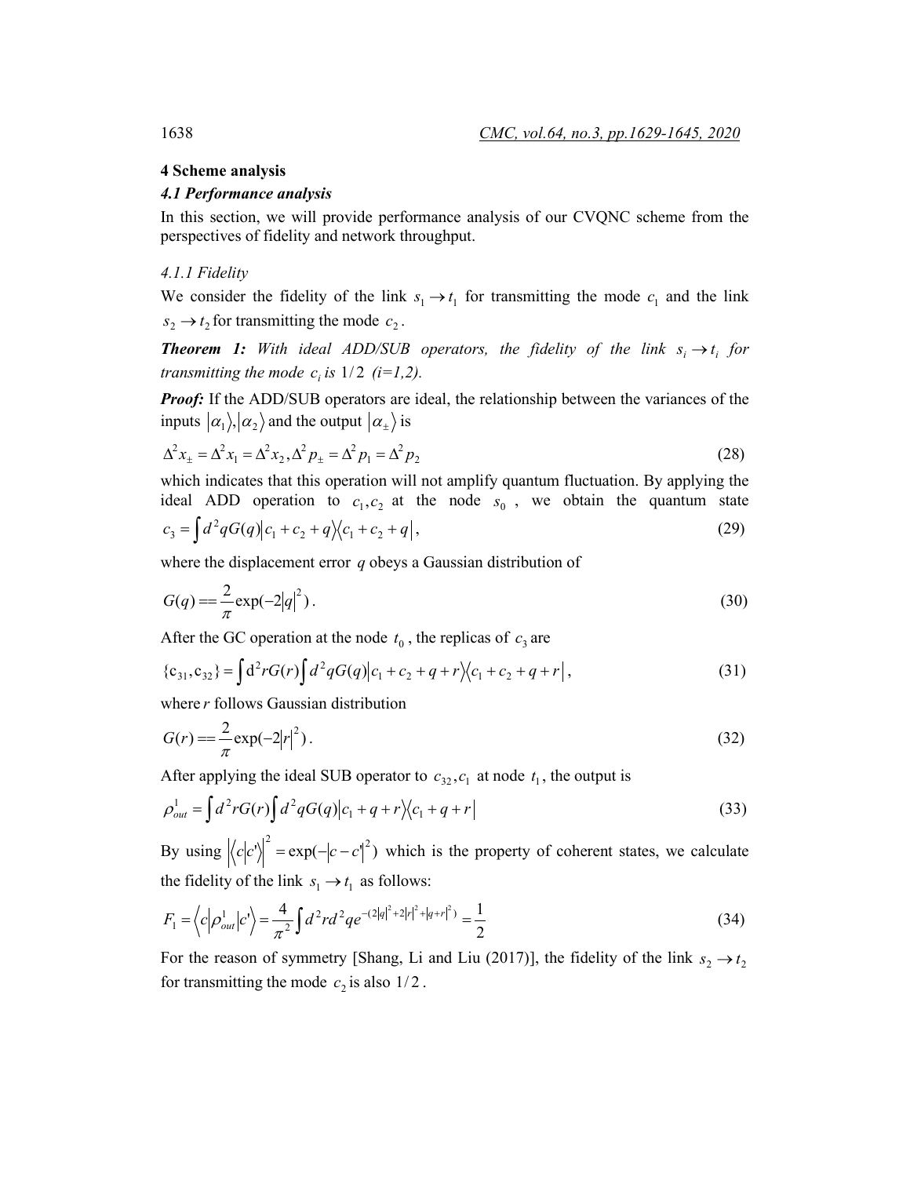## 4 Scheme analysis

### 4.1 Performance analysis

In this section, we will provide performance analysis of our CVQNC scheme from the perspectives of fidelity and network throughput.

#### 4.1.1 Fidelity

We consider the fidelity of the link $s_1 \to t_1$ for transmitting the mode $c_1$ and the link $s_2 \to t_2$ for transmitting the mode $c_2$.

***Theorem 1:*** *With ideal ADD/SUB operators, the fidelity of the link $s_i \to t_i$ for transmitting the mode $c_i$ is $1/2$ (i=1,2).*

***Proof:*** If the ADD/SUB operators are ideal, the relationship between the variances of the inputs $|\alpha_1\rangle, |\alpha_2\rangle$ and the output $|\alpha_\pm\rangle$ is

$$\Delta^2 x_\pm = \Delta^2 x_1 = \Delta^2 x_2, \Delta^2 p_\pm = \Delta^2 p_1 = \Delta^2 p_2 \tag{28}$$

which indicates that this operation will not amplify quantum fluctuation. By applying the ideal ADD operation to $c_1, c_2$ at the node $s_0$, we obtain the quantum state

$$c_3 = \int d^2 q G(q) |c_1 + c_2 + q\rangle\langle c_1 + c_2 + q|, \tag{29}$$

where the displacement error $q$ obeys a Gaussian distribution of

$$G(q) == \frac{2}{\pi}\exp(-2|q|^2). \tag{30}$$

After the GC operation at the node $t_0$, the replicas of $c_3$ are

$$\{c_{31}, c_{32}\} = \int d^2 r G(r) \int d^2 q G(q) |c_1 + c_2 + q + r\rangle\langle c_1 + c_2 + q + r|, \tag{31}$$

where $r$ follows Gaussian distribution

$$G(r) == \frac{2}{\pi}\exp(-2|r|^2). \tag{32}$$

After applying the ideal SUB operator to $c_{32}, c_1$ at node $t_1$, the output is

$$\rho_{out}^1 = \int d^2 r G(r) \int d^2 q G(q) |c_1 + q + r\rangle\langle c_1 + q + r| \tag{33}$$

By using $|\langle c|c'\rangle|^2 = \exp(-|c - c'|^2)$ which is the property of coherent states, we calculate the fidelity of the link $s_1 \to t_1$ as follows:

$$F_1 = \langle c|\rho_{out}^1|c'\rangle = \frac{4}{\pi^2}\int d^2 r d^2 q e^{-(2|q|^2 + 2|r|^2 + |q+r|^2)} = \frac{1}{2} \tag{34}$$

For the reason of symmetry [Shang, Li and Liu (2017)], the fidelity of the link $s_2 \to t_2$ for transmitting the mode $c_2$ is also $1/2$.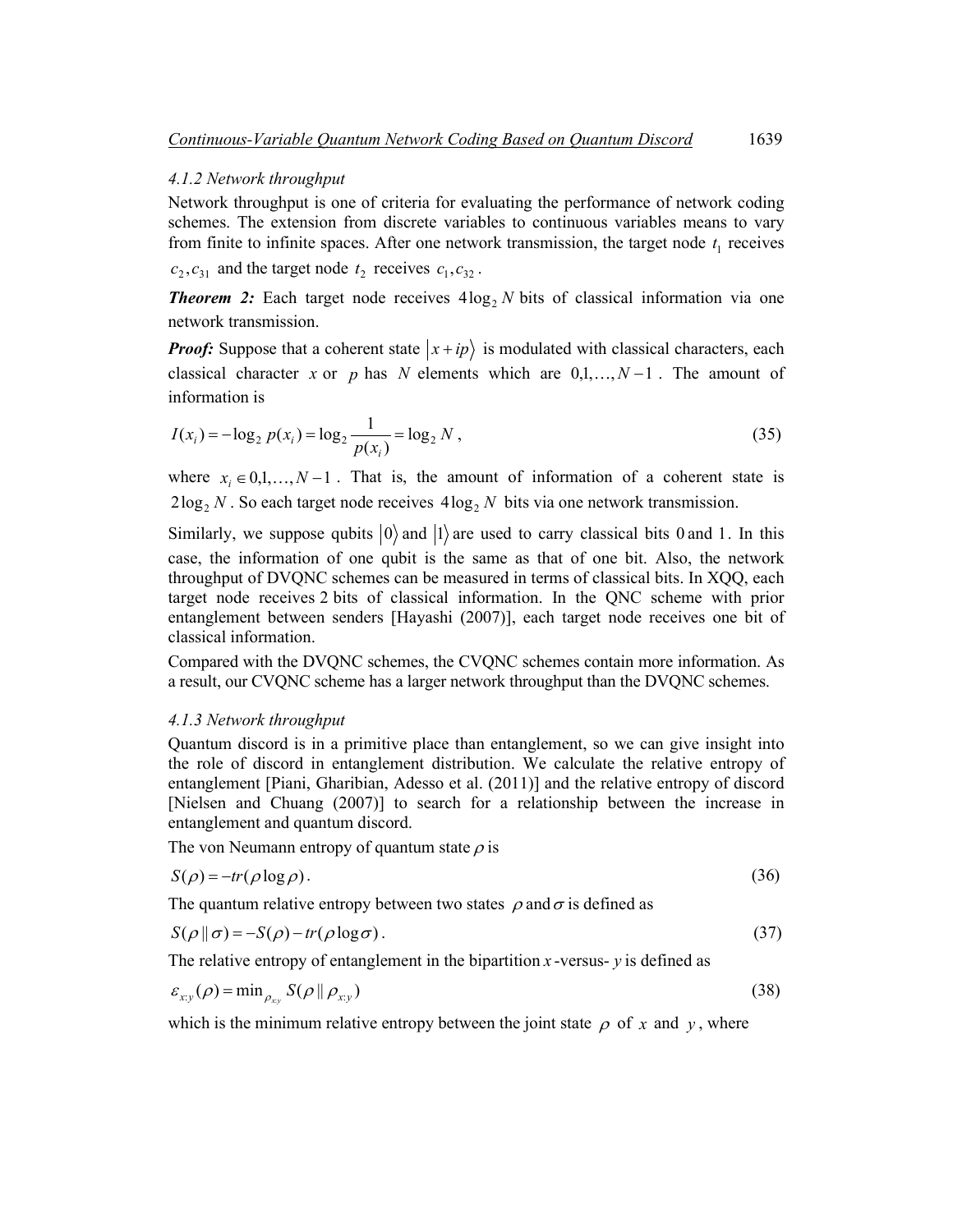#### 4.1.2 Network throughput

Network throughput is one of criteria for evaluating the performance of network coding schemes. The extension from discrete variables to continuous variables means to vary from finite to infinite spaces. After one network transmission, the target node $t_1$ receives $c_2, c_{31}$ and the target node $t_2$ receives $c_1, c_{32}$.

***Theorem 2:*** Each target node receives $4\log_2 N$ bits of classical information via one network transmission.

***Proof:*** Suppose that a coherent state $|x+ip\rangle$ is modulated with classical characters, each classical character $x$ or $p$ has $N$ elements which are $0,1,\ldots,N-1$. The amount of information is

$$I(x_i) = -\log_2 p(x_i) = \log_2 \frac{1}{p(x_i)} = \log_2 N \,, \tag{35}$$

where $x_i \in 0,1,\ldots,N-1$. That is, the amount of information of a coherent state is $2\log_2 N$. So each target node receives $4\log_2 N$ bits via one network transmission.

Similarly, we suppose qubits $|0\rangle$ and $|1\rangle$ are used to carry classical bits $0$ and $1$. In this case, the information of one qubit is the same as that of one bit. Also, the network throughput of DVQNC schemes can be measured in terms of classical bits. In XQQ, each target node receives 2 bits of classical information. In the QNC scheme with prior entanglement between senders [Hayashi (2007)], each target node receives one bit of classical information.

Compared with the DVQNC schemes, the CVQNC schemes contain more information. As a result, our CVQNC scheme has a larger network throughput than the DVQNC schemes.

#### 4.1.3 Network throughput

Quantum discord is in a primitive place than entanglement, so we can give insight into the role of discord in entanglement distribution. We calculate the relative entropy of entanglement [Piani, Gharibian, Adesso et al. (2011)] and the relative entropy of discord [Nielsen and Chuang (2007)] to search for a relationship between the increase in entanglement and quantum discord.

The von Neumann entropy of quantum state $\rho$ is

$$S(\rho) = -tr(\rho \log \rho)\,. \tag{36}$$

The quantum relative entropy between two states $\rho$ and $\sigma$ is defined as

$$S(\rho \,\|\, \sigma) = -S(\rho) - tr(\rho \log \sigma)\,. \tag{37}$$

The relative entropy of entanglement in the bipartition $x$-versus-$y$ is defined as

$$\varepsilon_{x:y}(\rho) = \min\nolimits_{\rho_{x:y}} S(\rho \,\|\, \rho_{x:y}) \tag{38}$$

which is the minimum relative entropy between the joint state $\rho$ of $x$ and $y$, where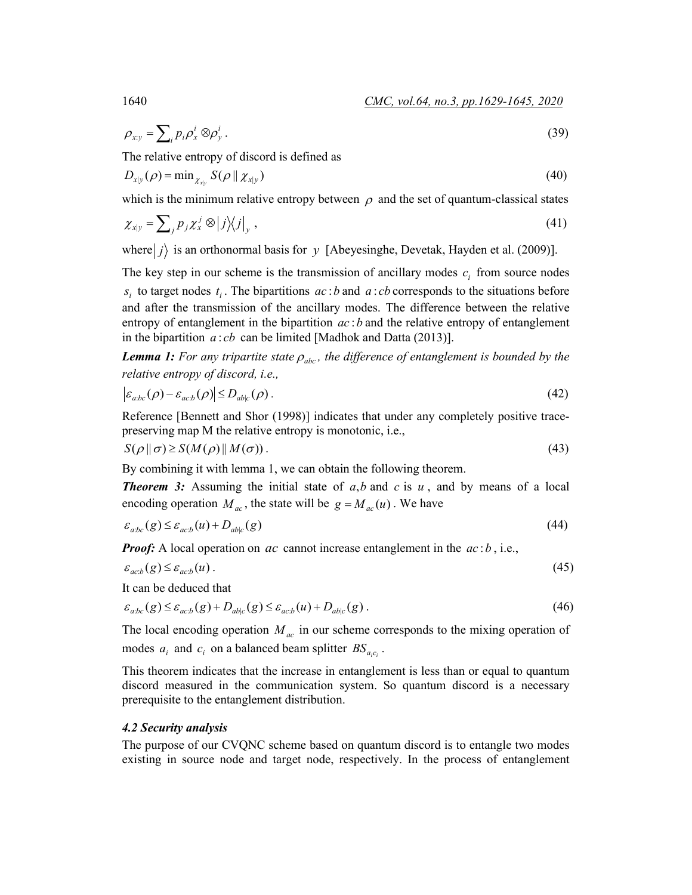$$\rho_{x:y} = \sum_i p_i \rho_x^i \otimes \rho_y^i \,. \tag{39}$$

The relative entropy of discord is defined as

$$D_{x|y}(\rho) = \min_{\chi_{x|y}} S(\rho \,\|\, \chi_{x|y}) \tag{40}$$

which is the minimum relative entropy between $\rho$ and the set of quantum-classical states

$$\chi_{x|y} = \sum_j p_j \chi_x^j \otimes |j\rangle\langle j|_y \,, \tag{41}$$

where $|j\rangle$ is an orthonormal basis for $y$ [Abeyesinghe, Devetak, Hayden et al. (2009)].

The key step in our scheme is the transmission of ancillary modes $c_i$ from source nodes $s_i$ to target nodes $t_i$. The bipartitions $ac:b$ and $a:cb$ corresponds to the situations before and after the transmission of the ancillary modes. The difference between the relative entropy of entanglement in the bipartition $ac:b$ and the relative entropy of entanglement in the bipartition $a:cb$ can be limited [Madhok and Datta (2013)].

***Lemma 1:*** *For any tripartite state $\rho_{abc}$, the difference of entanglement is bounded by the relative entropy of discord, i.e.,*

$$|\varepsilon_{a:bc}(\rho) - \varepsilon_{ac:b}(\rho)| \le D_{ab|c}(\rho) \,. \tag{42}$$

Reference [Bennett and Shor (1998)] indicates that under any completely positive trace-preserving map M the relative entropy is monotonic, i.e.,

$$S(\rho \,\|\, \sigma) \ge S(M(\rho) \,\|\, M(\sigma)) \,. \tag{43}$$

By combining it with lemma 1, we can obtain the following theorem.

***Theorem 3:*** Assuming the initial state of $a,b$ and $c$ is $u$, and by means of a local encoding operation $M_{ac}$, the state will be $g = M_{ac}(u)$. We have

$$\varepsilon_{a:bc}(g) \le \varepsilon_{ac:b}(u) + D_{ab|c}(g) \tag{44}$$

***Proof:*** A local operation on $ac$ cannot increase entanglement in the $ac:b$, i.e.,

$$\varepsilon_{ac:b}(g) \le \varepsilon_{ac:b}(u) \,. \tag{45}$$

It can be deduced that

$$\varepsilon_{a:bc}(g) \le \varepsilon_{ac:b}(g) + D_{ab|c}(g) \le \varepsilon_{ac:b}(u) + D_{ab|c}(g) \,. \tag{46}$$

The local encoding operation $M_{ac}$ in our scheme corresponds to the mixing operation of modes $a_i$ and $c_i$ on a balanced beam splitter $BS_{a_i c_i}$.

This theorem indicates that the increase in entanglement is less than or equal to quantum discord measured in the communication system. So quantum discord is a necessary prerequisite to the entanglement distribution.

### *4.2 Security analysis*

The purpose of our CVQNC scheme based on quantum discord is to entangle two modes existing in source node and target node, respectively. In the process of entanglement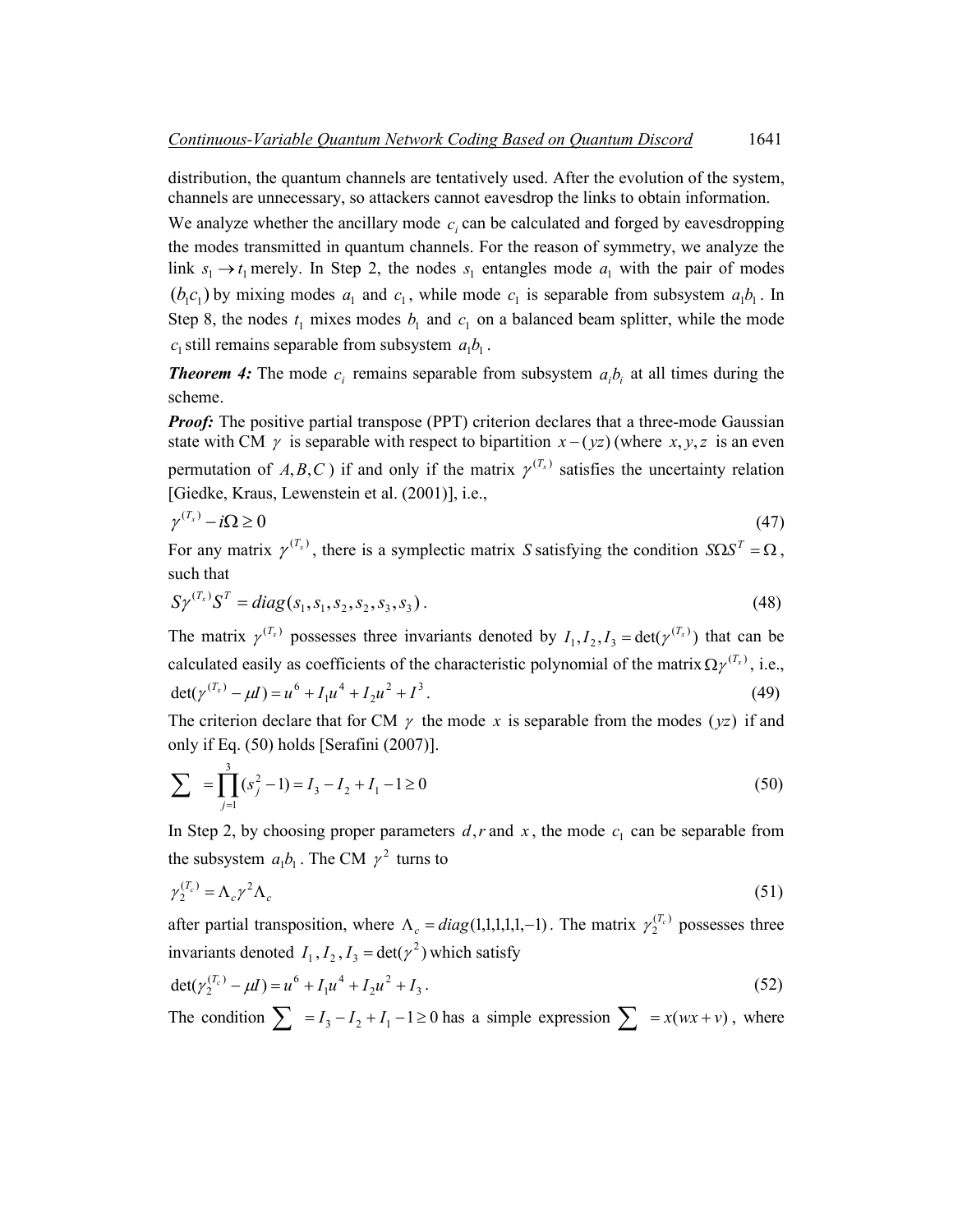distribution, the quantum channels are tentatively used. After the evolution of the system, channels are unnecessary, so attackers cannot eavesdrop the links to obtain information.

We analyze whether the ancillary mode $c_i$ can be calculated and forged by eavesdropping the modes transmitted in quantum channels. For the reason of symmetry, we analyze the link $s_1 \rightarrow t_1$ merely. In Step 2, the nodes $s_1$ entangles mode $a_1$ with the pair of modes $(b_1 c_1)$ by mixing modes $a_1$ and $c_1$, while mode $c_1$ is separable from subsystem $a_1 b_1$. In Step 8, the nodes $t_1$ mixes modes $b_1$ and $c_1$ on a balanced beam splitter, while the mode $c_1$ still remains separable from subsystem $a_1 b_1$.

***Theorem 4:*** The mode $c_i$ remains separable from subsystem $a_i b_i$ at all times during the scheme.

***Proof:*** The positive partial transpose (PPT) criterion declares that a three-mode Gaussian state with CM $\gamma$ is separable with respect to bipartition $x-(yz)$ (where $x, y, z$ is an even permutation of $A, B, C$) if and only if the matrix $\gamma^{(T_x)}$ satisfies the uncertainty relation [Giedke, Kraus, Lewenstein et al. (2001)], i.e.,

$$\gamma^{(T_x)} - i\Omega \geq 0 \tag{47}$$

For any matrix $\gamma^{(T_x)}$, there is a symplectic matrix $S$ satisfying the condition $S\Omega S^T = \Omega$, such that

$$S\gamma^{(T_x)}S^T = diag(s_1, s_1, s_2, s_2, s_3, s_3). \tag{48}$$

The matrix $\gamma^{(T_x)}$ possesses three invariants denoted by $I_1, I_2, I_3 = \det(\gamma^{(T_x)})$ that can be calculated easily as coefficients of the characteristic polynomial of the matrix $\Omega\gamma^{(T_x)}$, i.e.,

$$\det(\gamma^{(T_x)} - \mu I) = u^6 + I_1 u^4 + I_2 u^2 + I^3. \tag{49}$$

The criterion declare that for CM $\gamma$ the mode $x$ is separable from the modes $(yz)$ if and only if Eq. (50) holds [Serafini (2007)].

$$\sum = \prod_{j=1}^{3}(s_j^2 - 1) = I_3 - I_2 + I_1 - 1 \geq 0 \tag{50}$$

In Step 2, by choosing proper parameters $d, r$ and $x$, the mode $c_1$ can be separable from the subsystem $a_1 b_1$. The CM $\gamma^2$ turns to

$$\gamma_2^{(T_c)} = \Lambda_c \gamma^2 \Lambda_c \tag{51}$$

after partial transposition, where $\Lambda_c = diag(1,1,1,1,1,-1)$. The matrix $\gamma_2^{(T_c)}$ possesses three invariants denoted $I_1, I_2, I_3 = \det(\gamma^2)$ which satisfy

$$\det(\gamma_2^{(T_c)} - \mu I) = u^6 + I_1 u^4 + I_2 u^2 + I_3. \tag{52}$$

The condition $\sum = I_3 - I_2 + I_1 - 1 \geq 0$ has a simple expression $\sum = x(wx + v)$, where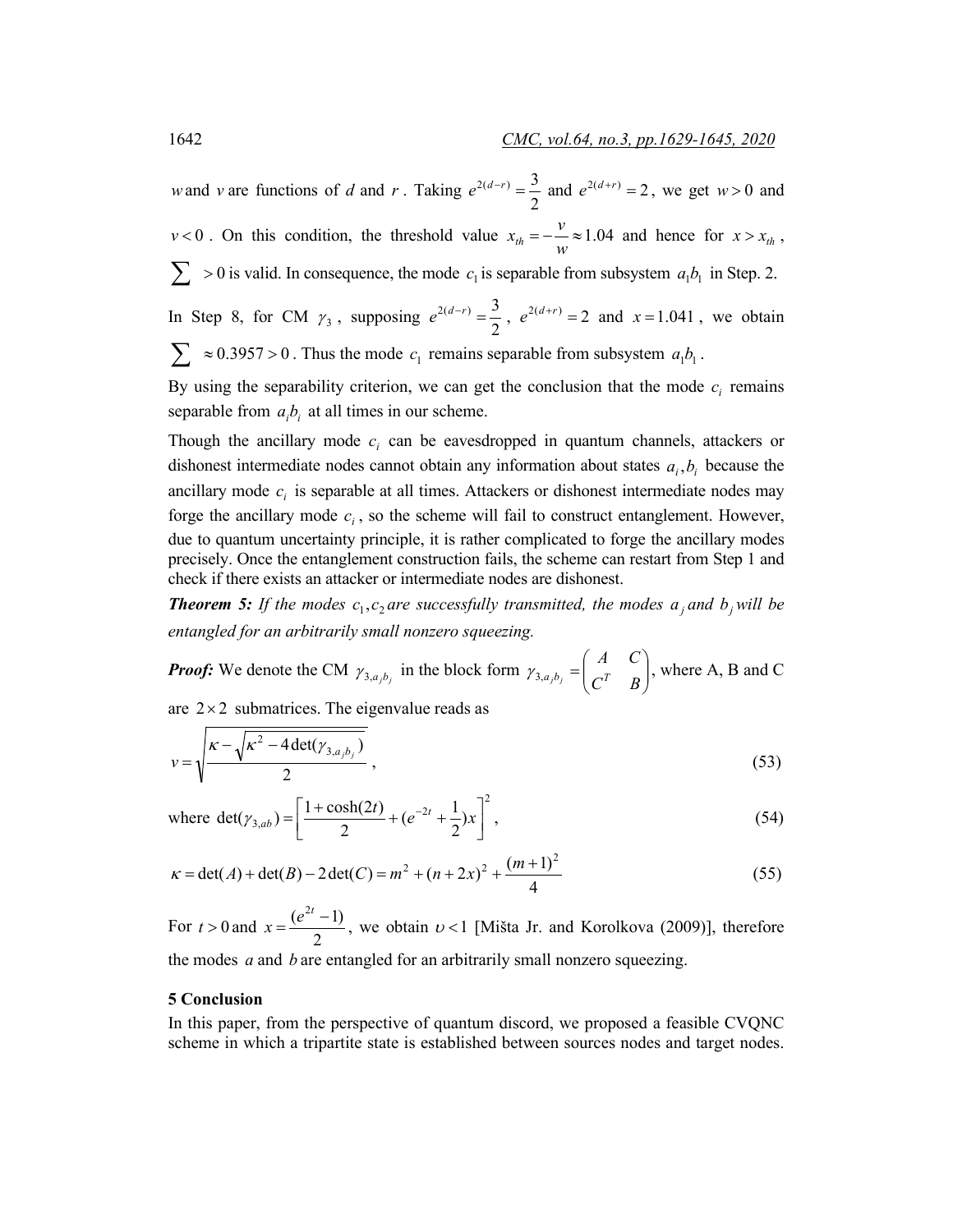$w$ and $v$ are functions of $d$ and $r$. Taking $e^{2(d-r)} = \frac{3}{2}$ and $e^{2(d+r)} = 2$, we get $w > 0$ and $v < 0$. On this condition, the threshold value $x_{th} = -\frac{v}{w} \approx 1.04$ and hence for $x > x_{th}$, $\sum > 0$ is valid. In consequence, the mode $c_1$ is separable from subsystem $a_1 b_1$ in Step. 2.

In Step 8, for CM $\gamma_3$, supposing $e^{2(d-r)} = \frac{3}{2}$, $e^{2(d+r)} = 2$ and $x = 1.041$, we obtain $\sum \approx 0.3957 > 0$. Thus the mode $c_1$ remains separable from subsystem $a_1 b_1$.

By using the separability criterion, we can get the conclusion that the mode $c_i$ remains separable from $a_i b_i$ at all times in our scheme.

Though the ancillary mode $c_i$ can be eavesdropped in quantum channels, attackers or dishonest intermediate nodes cannot obtain any information about states $a_i, b_i$ because the ancillary mode $c_i$ is separable at all times. Attackers or dishonest intermediate nodes may forge the ancillary mode $c_i$, so the scheme will fail to construct entanglement. However, due to quantum uncertainty principle, it is rather complicated to forge the ancillary modes precisely. Once the entanglement construction fails, the scheme can restart from Step 1 and check if there exists an attacker or intermediate nodes are dishonest.

***Theorem 5:*** *If the modes $c_1, c_2$ are successfully transmitted, the modes $a_j$ and $b_j$ will be entangled for an arbitrarily small nonzero squeezing.*

***Proof:*** We denote the CM $\gamma_{3,a_j b_j}$ in the block form $\gamma_{3,a_j b_j} = \begin{pmatrix} A & C \\ C^T & B \end{pmatrix}$, where A, B and C are $2 \times 2$ submatrices. The eigenvalue reads as

$$v = \sqrt{\frac{\kappa - \sqrt{\kappa^2 - 4\det(\gamma_{3,a_j b_j})}}{2}}, \tag{53}$$

where $\det(\gamma_{3,ab}) = \left[\frac{1+\cosh(2t)}{2} + (e^{-2t} + \frac{1}{2})x\right]^2$, $\quad (54)$

$$\kappa = \det(A) + \det(B) - 2\det(C) = m^2 + (n+2x)^2 + \frac{(m+1)^2}{4} \tag{55}$$

For $t > 0$ and $x = \frac{(e^{2t}-1)}{2}$, we obtain $\upsilon < 1$ [Mišta Jr. and Korolkova (2009)], therefore the modes $a$ and $b$ are entangled for an arbitrarily small nonzero squeezing.

## 5 Conclusion

In this paper, from the perspective of quantum discord, we proposed a feasible CVQNC scheme in which a tripartite state is established between sources nodes and target nodes.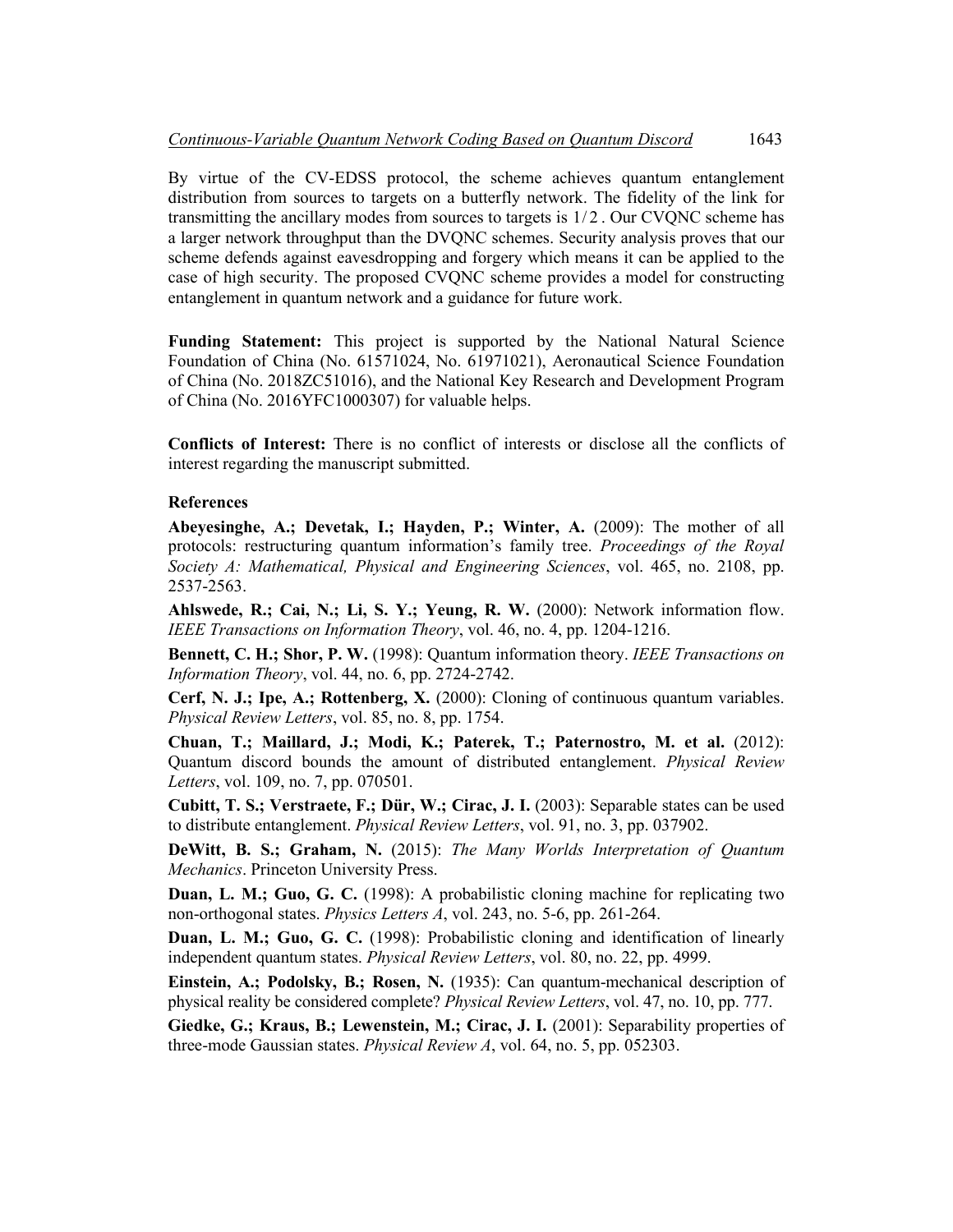By virtue of the CV-EDSS protocol, the scheme achieves quantum entanglement distribution from sources to targets on a butterfly network. The fidelity of the link for transmitting the ancillary modes from sources to targets is $1/2$. Our CVQNC scheme has a larger network throughput than the DVQNC schemes. Security analysis proves that our scheme defends against eavesdropping and forgery which means it can be applied to the case of high security. The proposed CVQNC scheme provides a model for constructing entanglement in quantum network and a guidance for future work.

**Funding Statement:** This project is supported by the National Natural Science Foundation of China (No. 61571024, No. 61971021), Aeronautical Science Foundation of China (No. 2018ZC51016), and the National Key Research and Development Program of China (No. 2016YFC1000307) for valuable helps.

**Conflicts of Interest:** There is no conflict of interests or disclose all the conflicts of interest regarding the manuscript submitted.

**References**

**Abeyesinghe, A.; Devetak, I.; Hayden, P.; Winter, A.** (2009): The mother of all protocols: restructuring quantum information's family tree. *Proceedings of the Royal Society A: Mathematical, Physical and Engineering Sciences*, vol. 465, no. 2108, pp. 2537-2563.

**Ahlswede, R.; Cai, N.; Li, S. Y.; Yeung, R. W.** (2000): Network information flow. *IEEE Transactions on Information Theory*, vol. 46, no. 4, pp. 1204-1216.

**Bennett, C. H.; Shor, P. W.** (1998): Quantum information theory. *IEEE Transactions on Information Theory*, vol. 44, no. 6, pp. 2724-2742.

**Cerf, N. J.; Ipe, A.; Rottenberg, X.** (2000): Cloning of continuous quantum variables. *Physical Review Letters*, vol. 85, no. 8, pp. 1754.

**Chuan, T.; Maillard, J.; Modi, K.; Paterek, T.; Paternostro, M. et al.** (2012): Quantum discord bounds the amount of distributed entanglement. *Physical Review Letters*, vol. 109, no. 7, pp. 070501.

**Cubitt, T. S.; Verstraete, F.; Dür, W.; Cirac, J. I.** (2003): Separable states can be used to distribute entanglement. *Physical Review Letters*, vol. 91, no. 3, pp. 037902.

**DeWitt, B. S.; Graham, N.** (2015): *The Many Worlds Interpretation of Quantum Mechanics*. Princeton University Press.

**Duan, L. M.; Guo, G. C.** (1998): A probabilistic cloning machine for replicating two non-orthogonal states. *Physics Letters A*, vol. 243, no. 5-6, pp. 261-264.

**Duan, L. M.; Guo, G. C.** (1998): Probabilistic cloning and identification of linearly independent quantum states. *Physical Review Letters*, vol. 80, no. 22, pp. 4999.

**Einstein, A.; Podolsky, B.; Rosen, N.** (1935): Can quantum-mechanical description of physical reality be considered complete? *Physical Review Letters*, vol. 47, no. 10, pp. 777.

**Giedke, G.; Kraus, B.; Lewenstein, M.; Cirac, J. I.** (2001): Separability properties of three-mode Gaussian states. *Physical Review A*, vol. 64, no. 5, pp. 052303.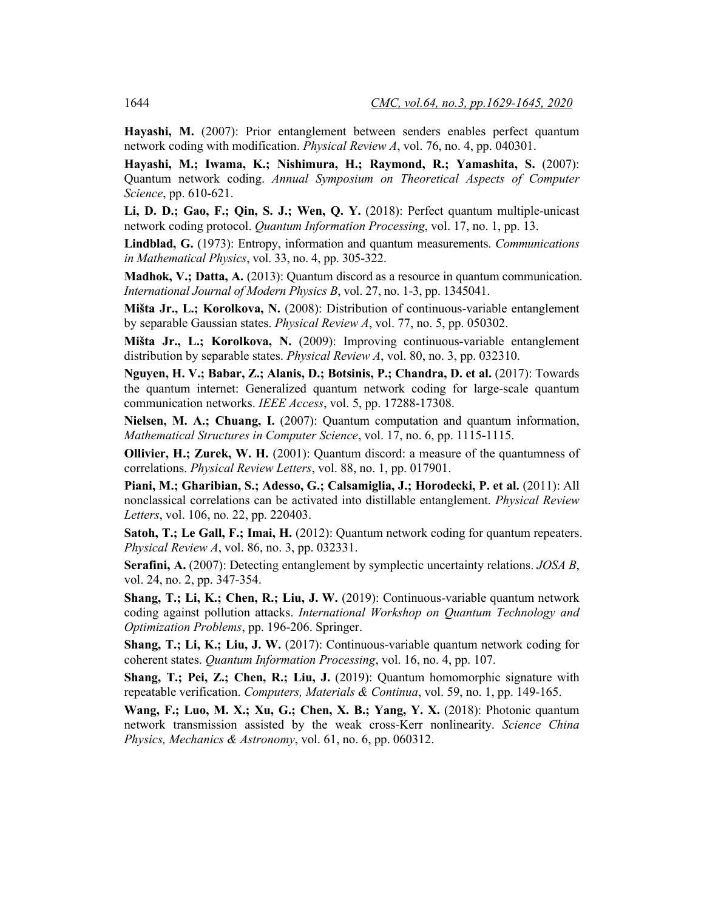**Hayashi, M.** (2007): Prior entanglement between senders enables perfect quantum network coding with modification. *Physical Review A*, vol. 76, no. 4, pp. 040301.

**Hayashi, M.; Iwama, K.; Nishimura, H.; Raymond, R.; Yamashita, S.** (2007): Quantum network coding. *Annual Symposium on Theoretical Aspects of Computer Science*, pp. 610-621.

**Li, D. D.; Gao, F.; Qin, S. J.; Wen, Q. Y.** (2018): Perfect quantum multiple-unicast network coding protocol. *Quantum Information Processing*, vol. 17, no. 1, pp. 13.

**Lindblad, G.** (1973): Entropy, information and quantum measurements. *Communications in Mathematical Physics*, vol. 33, no. 4, pp. 305-322.

**Madhok, V.; Datta, A.** (2013): Quantum discord as a resource in quantum communication. *International Journal of Modern Physics B*, vol. 27, no. 1-3, pp. 1345041.

**Mišta Jr., L.; Korolkova, N.** (2008): Distribution of continuous-variable entanglement by separable Gaussian states. *Physical Review A*, vol. 77, no. 5, pp. 050302.

**Mišta Jr., L.; Korolkova, N.** (2009): Improving continuous-variable entanglement distribution by separable states. *Physical Review A*, vol. 80, no. 3, pp. 032310.

**Nguyen, H. V.; Babar, Z.; Alanis, D.; Botsinis, P.; Chandra, D. et al.** (2017): Towards the quantum internet: Generalized quantum network coding for large-scale quantum communication networks. *IEEE Access*, vol. 5, pp. 17288-17308.

**Nielsen, M. A.; Chuang, I.** (2007): Quantum computation and quantum information, *Mathematical Structures in Computer Science*, vol. 17, no. 6, pp. 1115-1115.

**Ollivier, H.; Zurek, W. H.** (2001): Quantum discord: a measure of the quantumness of correlations. *Physical Review Letters*, vol. 88, no. 1, pp. 017901.

**Piani, M.; Gharibian, S.; Adesso, G.; Calsamiglia, J.; Horodecki, P. et al.** (2011): All nonclassical correlations can be activated into distillable entanglement. *Physical Review Letters*, vol. 106, no. 22, pp. 220403.

**Satoh, T.; Le Gall, F.; Imai, H.** (2012): Quantum network coding for quantum repeaters. *Physical Review A*, vol. 86, no. 3, pp. 032331.

**Serafini, A.** (2007): Detecting entanglement by symplectic uncertainty relations. *JOSA B*, vol. 24, no. 2, pp. 347-354.

**Shang, T.; Li, K.; Chen, R.; Liu, J. W.** (2019): Continuous-variable quantum network coding against pollution attacks. *International Workshop on Quantum Technology and Optimization Problems*, pp. 196-206. Springer.

**Shang, T.; Li, K.; Liu, J. W.** (2017): Continuous-variable quantum network coding for coherent states. *Quantum Information Processing*, vol. 16, no. 4, pp. 107.

**Shang, T.; Pei, Z.; Chen, R.; Liu, J.** (2019): Quantum homomorphic signature with repeatable verification. *Computers, Materials & Continua*, vol. 59, no. 1, pp. 149-165.

**Wang, F.; Luo, M. X.; Xu, G.; Chen, X. B.; Yang, Y. X.** (2018): Photonic quantum network transmission assisted by the weak cross-Kerr nonlinearity. *Science China Physics, Mechanics & Astronomy*, vol. 61, no. 6, pp. 060312.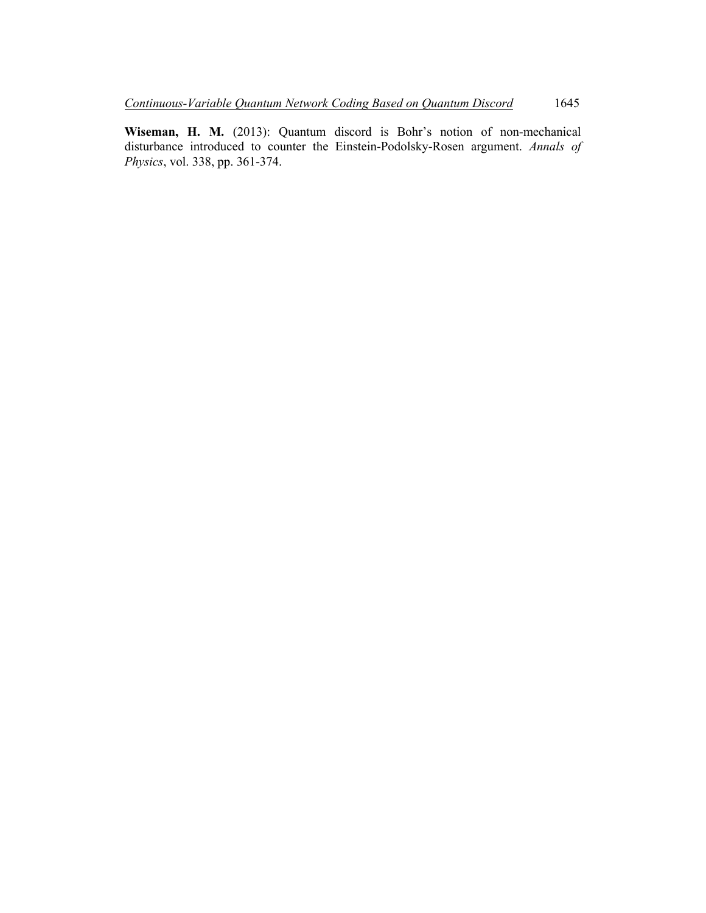**Wiseman, H. M.** (2013): Quantum discord is Bohr's notion of non-mechanical disturbance introduced to counter the Einstein-Podolsky-Rosen argument. *Annals of Physics*, vol. 338, pp. 361-374.